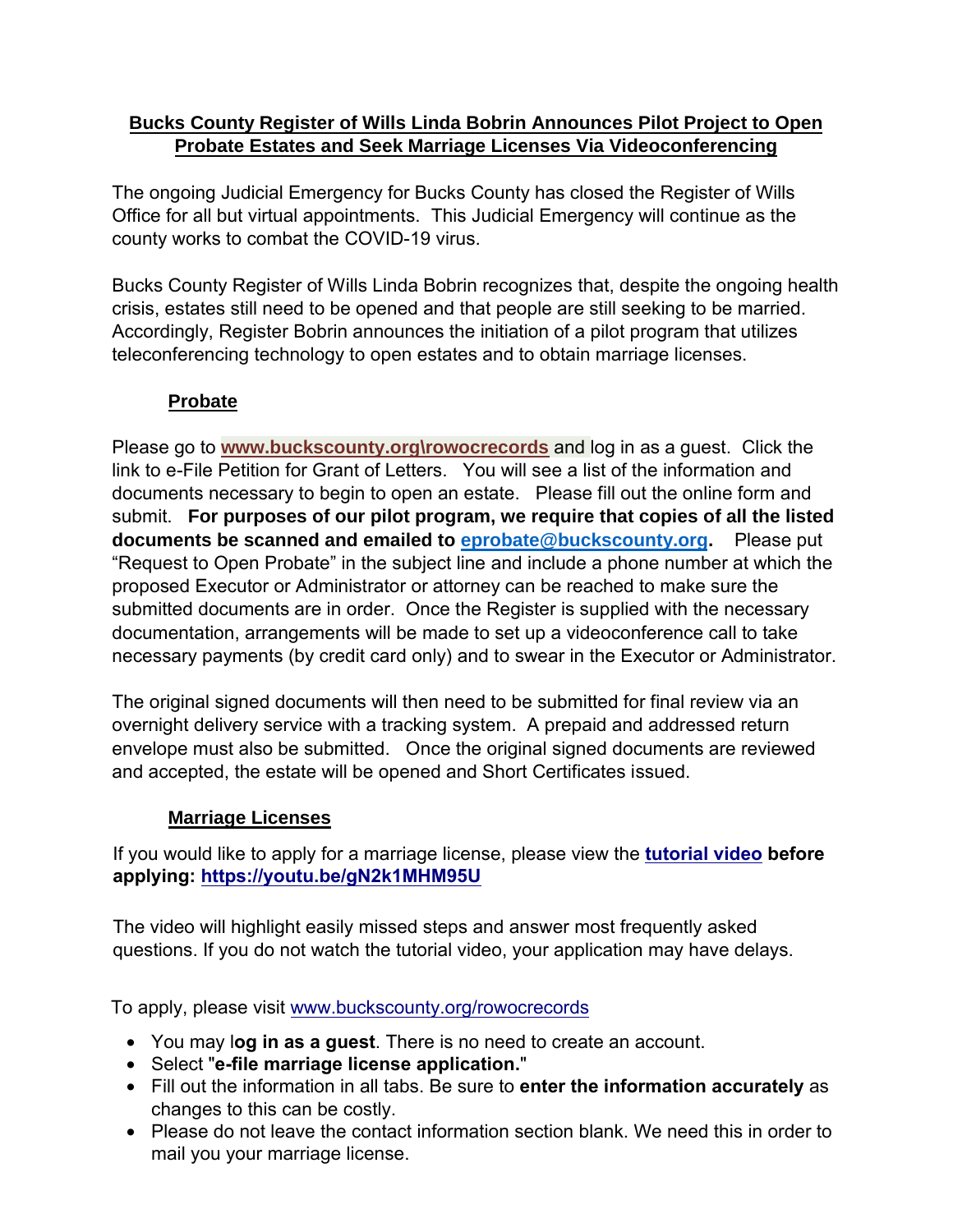# Bucks County Register of Wills Linda Bobrin Announces Pilot Project to Open Probate Estates and Seek Marriage Licenses Via Videoconferencing

The ongoing Judicial Emergency for Bucks County has closed the Register of Wills Office for all but virtual appointments. This Judicial Emergency will continue as the county works to combat the COVID-19 virus.

Bucks County Register of Wills Linda Bobrin recognizes that, despite the ongoing health crisis, estates still need to be opened and that people are still seeking to be married. Accordingly, Register Bobrin announces the initiation of a pilot program that utilizes teleconferencing technology to open estates and to obtain marriage licenses.

## Probate

Please go to **www.buckscounty.org\rowocrecords** and log in as a guest. Click the link to e-File Petition for Grant of Letters. You will see a list of the information and documents necessary to begin to open an estate. Please fill out the online form and submit. **For purposes of our pilot program, we require that copies of all the listed documents be scanned and emailed to eprobate@buckscounty.org.** Please put "Request to Open Probate" in the subject line and include a phone number at which the proposed Executor or Administrator or attorney can be reached to make sure the submitted documents are in order. Once the Register is supplied with the necessary documentation, arrangements will be made to set up a videoconference call to take necessary payments (by credit card only) and to swear in the Executor or Administrator.

The original signed documents will then need to be submitted for final review via an overnight delivery service with a tracking system. A prepaid and addressed return envelope must also be submitted. Once the original signed documents are reviewed and accepted, the estate will be opened and Short Certificates issued.

## Marriage Licenses

If you would like to apply for a marriage license, please view the **tutorial video before applying: https://youtu.be/gN2k1MHM95U**

The video will highlight easily missed steps and answer most frequently asked questions. If you do not watch the tutorial video, your application may have delays.

To apply, please visit www.buckscounty.org/rowocrecords

- You may l**og in as a guest**. There is no need to create an account.
- Select "**e-file marriage license application.**"
- Fill out the information in all tabs. Be sure to **enter the information accurately** as changes to this can be costly.
- Please do not leave the contact information section blank. We need this in order to mail you your marriage license.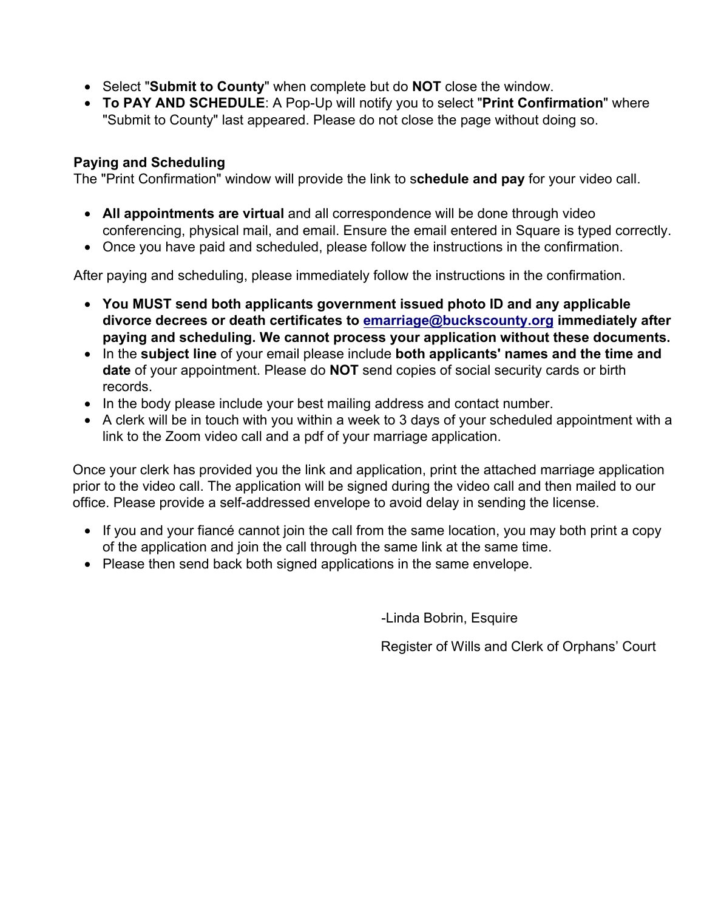- Select "**Submit to County**" when complete but do **NOT** close the window.
- **To PAY AND SCHEDULE**: A Pop-Up will notify you to select "**Print Confirmation**" where "Submit to County" last appeared. Please do not close the page without doing so.

**Paying and Scheduling**
The "Print Confirmation" window will provide the link to s**chedule and pay** for your video call.

- **All appointments are virtual** and all correspondence will be done through video conferencing, physical mail, and email. Ensure the email entered in Square is typed correctly.
- Once you have paid and scheduled, please follow the instructions in the confirmation.

After paying and scheduling, please immediately follow the instructions in the confirmation.

- **You MUST send both applicants government issued photo ID and any applicable divorce decrees or death certificates to [emarriage@buckscounty.org](mailto:emarriage@buckscounty.org) immediately after paying and scheduling. We cannot process your application without these documents.**
- In the **subject line** of your email please include **both applicants' names and the time and date** of your appointment. Please do **NOT** send copies of social security cards or birth records.
- In the body please include your best mailing address and contact number.
- A clerk will be in touch with you within a week to 3 days of your scheduled appointment with a link to the Zoom video call and a pdf of your marriage application.

Once your clerk has provided you the link and application, print the attached marriage application prior to the video call. The application will be signed during the video call and then mailed to our office. Please provide a self-addressed envelope to avoid delay in sending the license.

- If you and your fiancé cannot join the call from the same location, you may both print a copy of the application and join the call through the same link at the same time.
- Please then send back both signed applications in the same envelope.

-Linda Bobrin, Esquire

Register of Wills and Clerk of Orphans' Court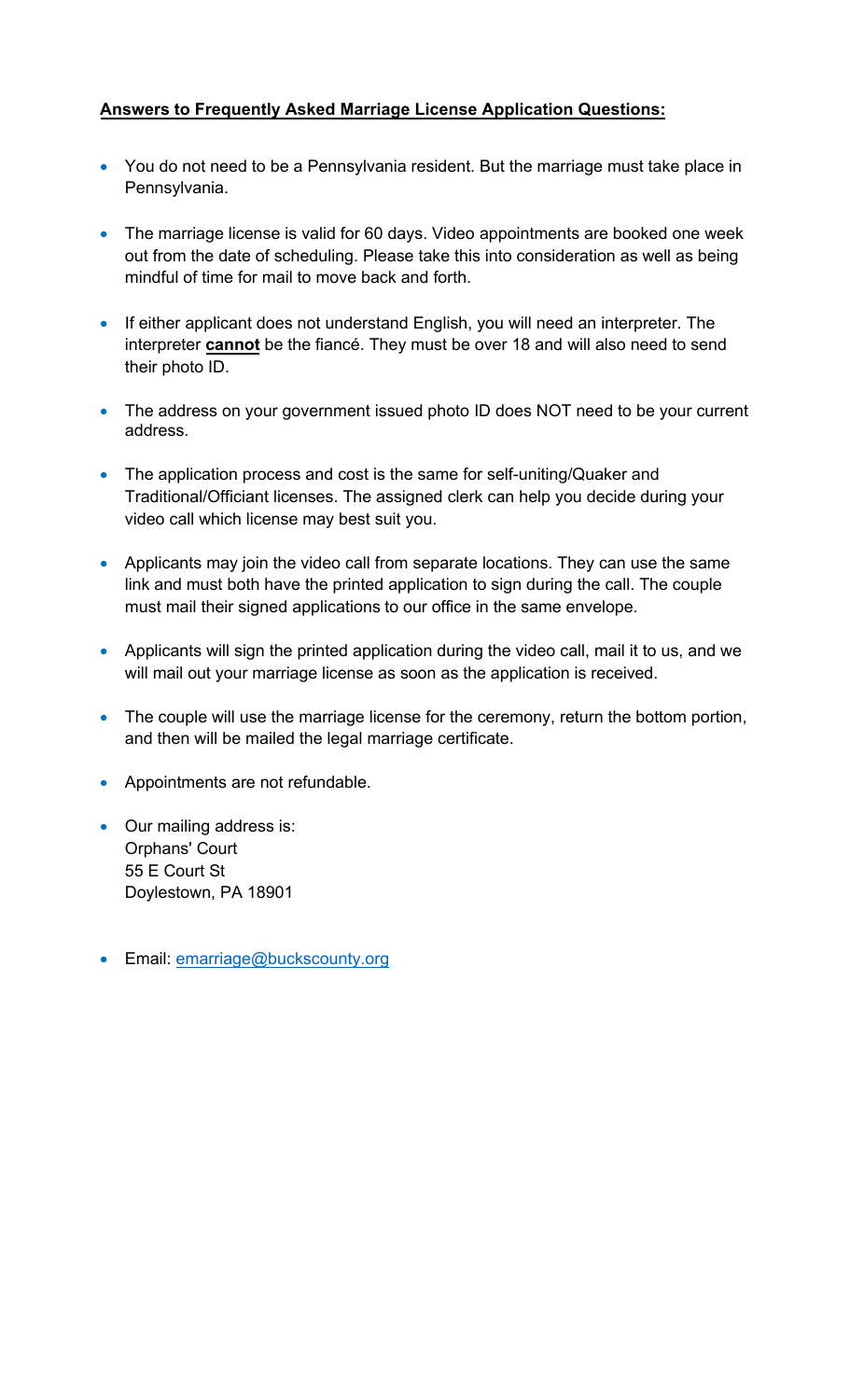**Answers to Frequently Asked Marriage License Application Questions:**

- You do not need to be a Pennsylvania resident. But the marriage must take place in Pennsylvania.
- The marriage license is valid for 60 days. Video appointments are booked one week out from the date of scheduling. Please take this into consideration as well as being mindful of time for mail to move back and forth.
- If either applicant does not understand English, you will need an interpreter. The interpreter **cannot** be the fiancé. They must be over 18 and will also need to send their photo ID.
- The address on your government issued photo ID does NOT need to be your current address.
- The application process and cost is the same for self-uniting/Quaker and Traditional/Officiant licenses. The assigned clerk can help you decide during your video call which license may best suit you.
- Applicants may join the video call from separate locations. They can use the same link and must both have the printed application to sign during the call. The couple must mail their signed applications to our office in the same envelope.
- Applicants will sign the printed application during the video call, mail it to us, and we will mail out your marriage license as soon as the application is received.
- The couple will use the marriage license for the ceremony, return the bottom portion, and then will be mailed the legal marriage certificate.
- Appointments are not refundable.
- Our mailing address is:
  Orphans' Court
  55 E Court St
  Doylestown, PA 18901
- Email: emarriage@buckscounty.org